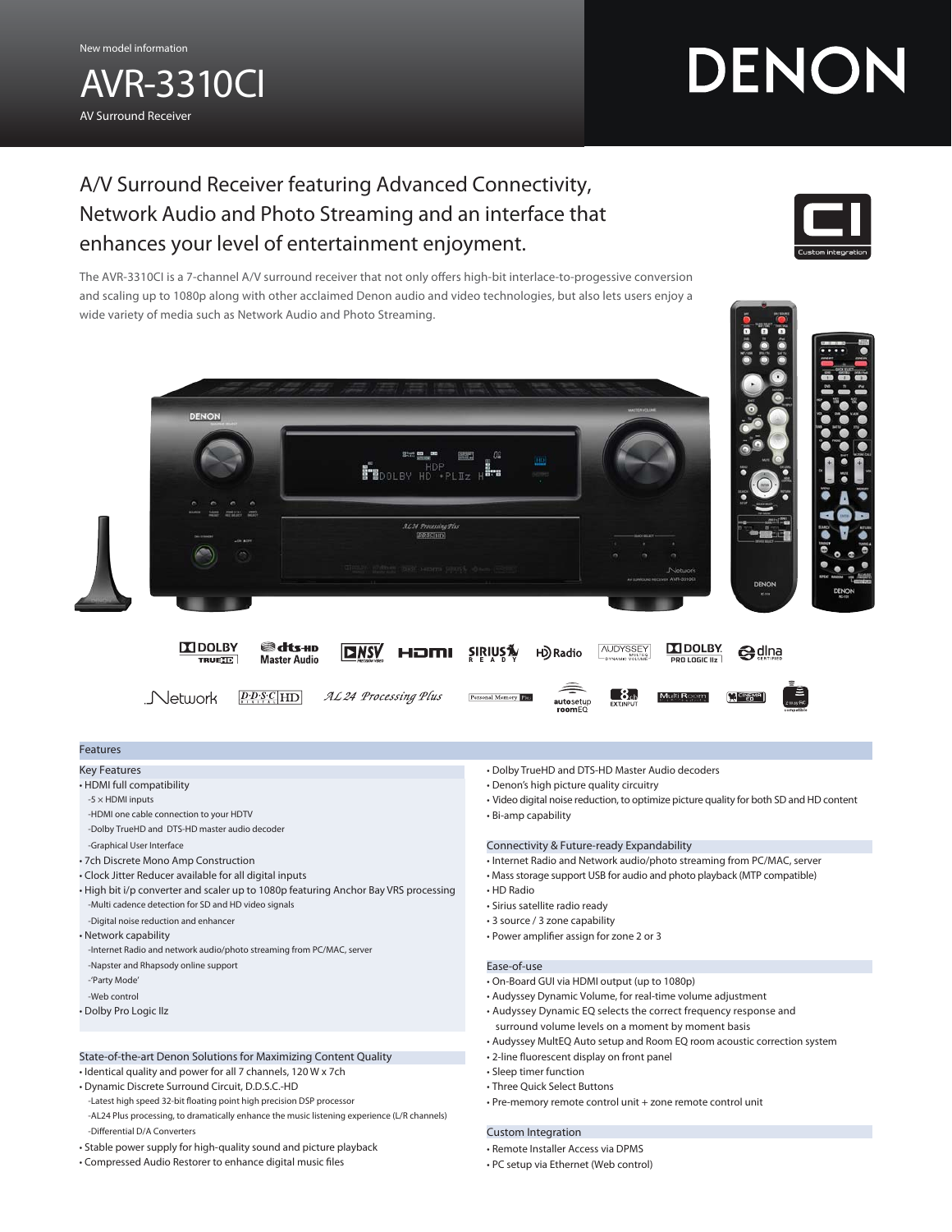New model information

# AVR-3310CI

AV Surround Receiver

DENON

## A/V Surround Receiver featuring Advanced Connectivity, Network Audio and Photo Streaming and an interface that enhances your level of entertainment enjoyment.

The AVR-3310CI is a 7-channel A/V surround receiver that not only offers high-bit interlace-to-progessive conversion and scaling up to 1080p along with other acclaimed Denon audio and video technologies, but also lets users enjoy a wide variety of media such as Network Audio and Photo Streaming.

## Features

### Key Features

- HDMI full compatibility
  - -5 × HDMI inputs
  - -HDMI one cable connection to your HDTV
  - -Dolby TrueHD and DTS-HD master audio decoder
  - -Graphical User Interface
- 7ch Discrete Mono Amp Construction
- Clock Jitter Reducer available for all digital inputs
- High bit i/p converter and scaler up to 1080p featuring Anchor Bay VRS processing
  - -Multi cadence detection for SD and HD video signals
  - -Digital noise reduction and enhancer
- Network capability
  - -Internet Radio and network audio/photo streaming from PC/MAC, server
  - -Napster and Rhapsody online support
  - -'Party Mode'
  - -Web control
- Dolby Pro Logic IIz

### State-of-the-art Denon Solutions for Maximizing Content Quality

- Identical quality and power for all 7 channels, 120 W x 7ch
- Dynamic Discrete Surround Circuit, D.D.S.C.-HD
  - -Latest high speed 32-bit floating point high precision DSP processor
  - -AL24 Plus processing, to dramatically enhance the music listening experience (L/R channels)
  - -Differential D/A Converters
- Stable power supply for high-quality sound and picture playback
- Compressed Audio Restorer to enhance digital music files
- Dolby TrueHD and DTS-HD Master Audio decoders
- Denon's high picture quality circuitry
- Video digital noise reduction, to optimize picture quality for both SD and HD content
- Bi-amp capability

### Connectivity & Future-ready Expandability

- Internet Radio and Network audio/photo streaming from PC/MAC, server
- Mass storage support USB for audio and photo playback (MTP compatible)
- HD Radio
- Sirius satellite radio ready
- 3 source / 3 zone capability
- Power amplifier assign for zone 2 or 3

### Ease-of-use

- On-Board GUI via HDMI output (up to 1080p)
- Audyssey Dynamic Volume, for real-time volume adjustment
- Audyssey Dynamic EQ selects the correct frequency response and surround volume levels on a moment by moment basis
- Audyssey MultEQ Auto setup and Room EQ room acoustic correction system
- 2-line fluorescent display on front panel
- Sleep timer function
- Three Quick Select Buttons
- Pre-memory remote control unit + zone remote control unit

### Custom Integration

- Remote Installer Access via DPMS
- PC setup via Ethernet (Web control)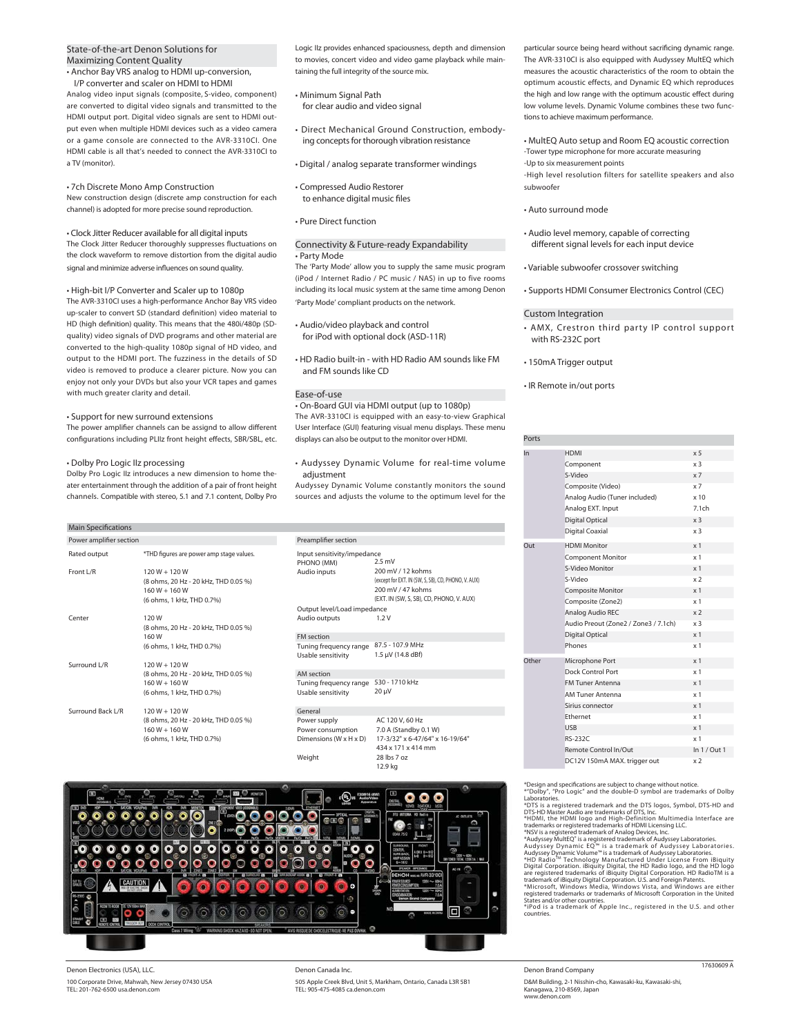## State-of-the-art Denon Solutions for Maximizing Content Quality

• Anchor Bay VRS analog to HDMI up-conversion, I/P converter and scaler on HDMI to HDMI

Analog video input signals (composite, S-video, component) are converted to digital video signals and transmitted to the HDMI output port. Digital video signals are sent to HDMI output even when multiple HDMI devices such as a video camera or a game console are connected to the AVR-3310CI. One HDMI cable is all that's needed to connect the AVR-3310CI to a TV (monitor).

• 7ch Discrete Mono Amp Construction

New construction design (discrete amp construction for each channel) is adopted for more precise sound reproduction.

• Clock Jitter Reducer available for all digital inputs

The Clock Jitter Reducer thoroughly suppresses fluctuations on the clock waveform to remove distortion from the digital audio signal and minimize adverse influences on sound quality.

• High-bit I/P Converter and Scaler up to 1080p

The AVR-3310CI uses a high-performance Anchor Bay VRS video up-scaler to convert SD (standard definition) video material to HD (high definition) quality. This means that the 480i/480p (SD-quality) video signals of DVD programs and other material are converted to the high-quality 1080p signal of HD video, and output to the HDMI port. The fuzziness in the details of SD video is removed to produce a clearer picture. Now you can enjoy not only your DVDs but also your VCR tapes and games with much greater clarity and detail.

• Support for new surround extensions

The power amplifier channels can be assigned to allow different configurations including PLIIz front height effects, SBR/SBL, etc.

• Dolby Pro Logic IIz processing

Dolby Pro Logic IIz introduces a new dimension to home theater entertainment through the addition of a pair of front height channels. Compatible with stereo, 5.1 and 7.1 content, Dolby Pro Logic IIz provides enhanced spaciousness, depth and dimension to movies, concert video and video game playback while maintaining the full integrity of the source mix.

• Minimum Signal Path for clear audio and video signal

• Direct Mechanical Ground Construction, embodying concepts for thorough vibration resistance

• Digital / analog separate transformer windings

• Compressed Audio Restorer to enhance digital music files

• Pure Direct function

## Connectivity & Future-ready Expandability

• Party Mode

The 'Party Mode' allow you to supply the same music program (iPod / Internet Radio / PC music / NAS) in up to five rooms including its local music system at the same time among Denon 'Party Mode' compliant products on the network.

• Audio/video playback and control for iPod with optional dock (ASD-11R)

• HD Radio built-in - with HD Radio AM sounds like FM and FM sounds like CD

## Ease-of-use

• On-Board GUI via HDMI output (up to 1080p)

The AVR-3310CI is equipped with an easy-to-view Graphical User Interface (GUI) featuring visual menu displays. These menu displays can also be output to the monitor over HDMI.

• Audyssey Dynamic Volume for real-time volume adjustment

Audyssey Dynamic Volume constantly monitors the sound sources and adjusts the volume to the optimum level for the particular source being heard without sacrificing dynamic range. The AVR-3310CI is also equipped with Audyssey Dynamic EQ which measures the acoustic characteristics of the room to obtain the optimum acoustic effects, and Dynamic EQ which reproduces the high and low range with the optimum acoustic effect during low volume levels. Dynamic Volume combines these two functions to achieve maximum performance.

• MultEQ Auto setup and Room EQ acoustic correction

-Tower type microphone for more accurate measuring

-Up to six measurement points

-High level resolution filters for satellite speakers and also subwoofer

• Auto surround mode

• Audio level memory, capable of correcting different signal levels for each input device

• Variable subwoofer crossover switching

• Supports HDMI Consumer Electronics Control (CEC)

## Custom Integration

• AMX, Crestron third party IP control support with RS-232C port

• 150mA Trigger output

• IR Remote in/out ports

## Main Specifications

### Power amplifier section

| | |
|---|---|
| Rated output | *THD figures are power amp stage values. |
| Front L/R | 120 W + 120 W (8 ohms, 20 Hz - 20 kHz, THD 0.05 %)<br>160 W + 160 W (6 ohms, 1 kHz, THD 0.7%) |
| Center | 120 W (8 ohms, 20 Hz - 20 kHz, THD 0.05 %)<br>160 W (6 ohms, 1 kHz, THD 0.7%) |
| Surround L/R | 120 W + 120 W (8 ohms, 20 Hz - 20 kHz, THD 0.05 %)<br>160 W + 160 W (6 ohms, 1 kHz, THD 0.7%) |
| Surround Back L/R | 120 W + 120 W (8 ohms, 20 Hz - 20 kHz, THD 0.05 %)<br>160 W + 160 W (6 ohms, 1 kHz, THD 0.7%) |

### Preamplifier section

| | |
|---|---|
| Input sensitivity/impedance | |
| PHONO (MM) | 2.5 mV |
| Audio inputs | 200 mV / 12 kohms (except for EXT. IN (SW, S, SB), CD, PHONO, V. AUX)<br>200 mV / 47 kohms (EXT. IN (SW, S, SB), CD, PHONO, V. AUX) |
| Output level/Load impedance | |
| Audio outputs | 1.2 V |

### FM section

| | |
|---|---|
| Tuning frequency range | 87.5 - 107.9 MHz |
| Usable sensitivity | 1.5 μV (14.8 dBf) |

### AM section

| | |
|---|---|
| Tuning frequency range | 530 - 1710 kHz |
| Usable sensitivity | 20 μV |

### General

| | |
|---|---|
| Power supply | AC 120 V, 60 Hz |
| Power consumption | 7.0 A (Standby 0.1 W) |
| Dimensions (W x H x D) | 17-3/32" x 6-47/64" x 16-19/64"<br>434 x 171 x 414 mm |
| Weight | 28 lbs 7 oz<br>12.9 kg |

### Ports

| | | |
|---|---|---|
| In | HDMI | x 5 |
| | Component | x 3 |
| | S-Video | x 7 |
| | Composite (Video) | x 7 |
| | Analog Audio (Tuner included) | x 10 |
| | Analog EXT. Input | 7.1ch |
| | Digital Optical | x 3 |
| | Digital Coaxial | x 3 |
| Out | HDMI Monitor | x 1 |
| | Component Monitor | x 1 |
| | S-Video Monitor | x 1 |
| | S-Video | x 2 |
| | Composite Monitor | x 1 |
| | Composite (Zone2) | x 1 |
| | Analog Audio REC | x 2 |
| | Audio Preout (Zone2 / Zone3 / 7.1ch) | x 3 |
| | Digital Optical | x 1 |
| | Phones | x 1 |
| Other | Microphone Port | x 1 |
| | Dock Control Port | x 1 |
| | FM Tuner Antenna | x 1 |
| | AM Tuner Antenna | x 1 |
| | Sirius connector | x 1 |
| | Ethernet | x 1 |
| | USB | x 1 |
| | RS-232C | x 1 |
| | Remote Control In/Out | In 1 / Out 1 |
| | DC12V 150mA MAX. trigger out | x 2 |

*Design and specifications are subject to change without notice.
*"Dolby", "Pro Logic" and the double-D symbol are trademarks of Dolby Laboratories.
*DTS is a registered trademark and the DTS logos, Symbol, DTS-HD and DTS-HD Master Audio are trademarks of DTS, Inc.
*HDMI, the HDMI logo and High-Definition Multimedia Interface are trademarks or registered trademarks of HDMI Licensing LLC.
*NSV is a registered trademark of Analog Devices, Inc.
*Audyssey MultEQ" is a registered trademark of Audyssey Laboratories.
Audyssey Dynamic EQ™ is a trademark of Audyssey Laboratories.
Audyssey Dynamic Volume™ is a trademark of Audyssey Laboratories.
*HD Radio™ Technology Manufactured Under License From iBiquity Digital Corporation. iBiquity Digital, the HD Radio logo, and the HD logo are registered trademarks of iBiquity Digital Corporation. HD RadioTM is a trademark of iBiquity Digital Corporation. U.S. and Foreign Patents.
*Microsoft, Windows Media, Windows Vista, and Windows are either registered trademarks or trademarks of Microsoft Corporation in the United States and/or other countries.
*iPod is a trademark of Apple Inc., registered in the U.S. and other countries.

Denon Electronics (USA), LLC.
100 Corporate Drive, Mahwah, New Jersey 07430 USA
TEL: 201-762-6500 usa.denon.com

Denon Canada Inc.
505 Apple Creek Blvd, Unit 5, Markham, Ontario, Canada L3R 5B1
TEL: 905-475-4085 ca.denon.com

Denon Brand Company
D&M Building, 2-1 Nisshin-cho, Kawasaki-ku, Kawasaki-shi, Kanagawa, 210-8569, Japan
www.denon.com

17630609 A